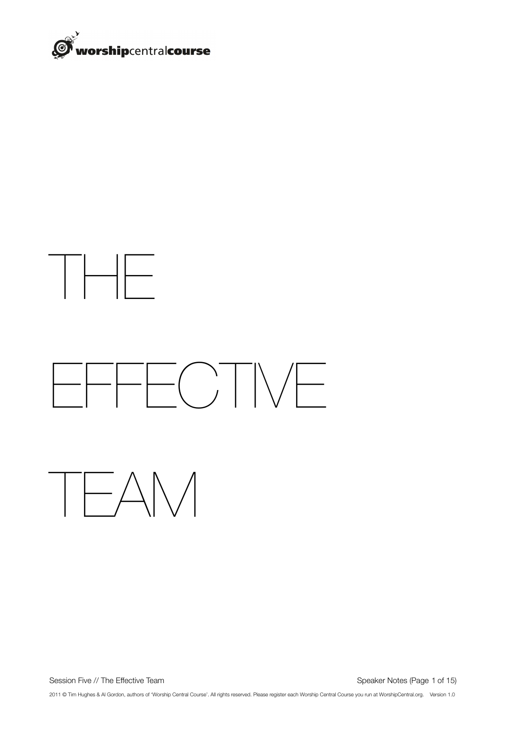# THE EFFECTIVE TEAM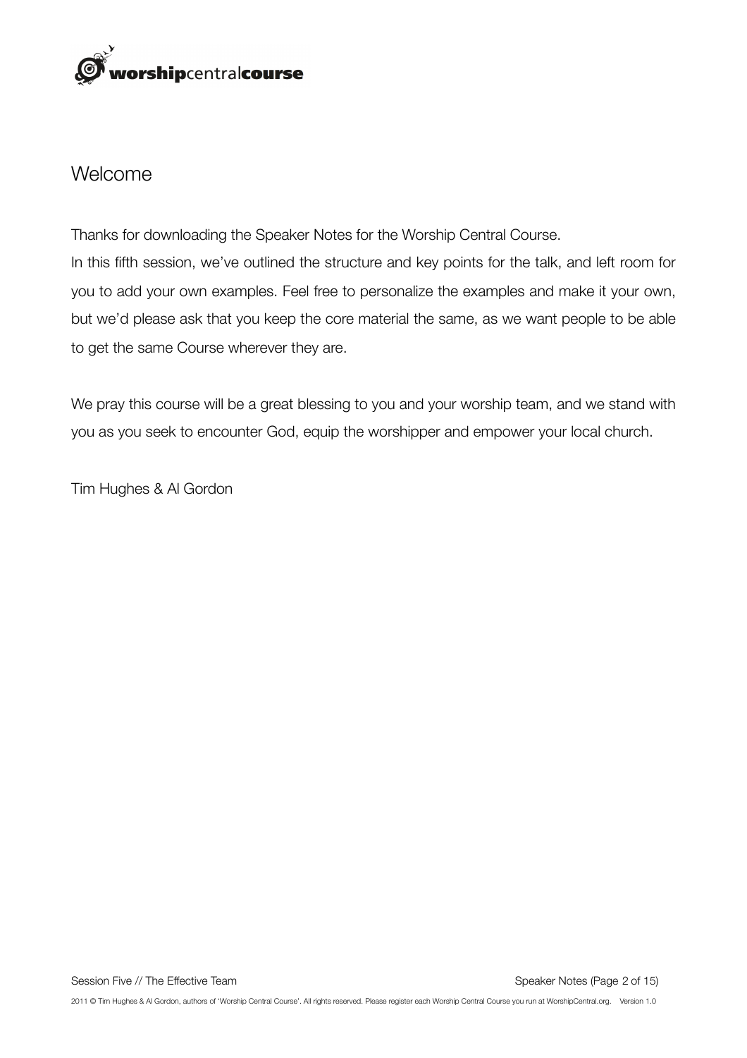# Welcome

Thanks for downloading the Speaker Notes for the Worship Central Course.

In this fifth session, we've outlined the structure and key points for the talk, and left room for you to add your own examples. Feel free to personalize the examples and make it your own, but we'd please ask that you keep the core material the same, as we want people to be able to get the same Course wherever they are.

We pray this course will be a great blessing to you and your worship team, and we stand with you as you seek to encounter God, equip the worshipper and empower your local church.

Tim Hughes & Al Gordon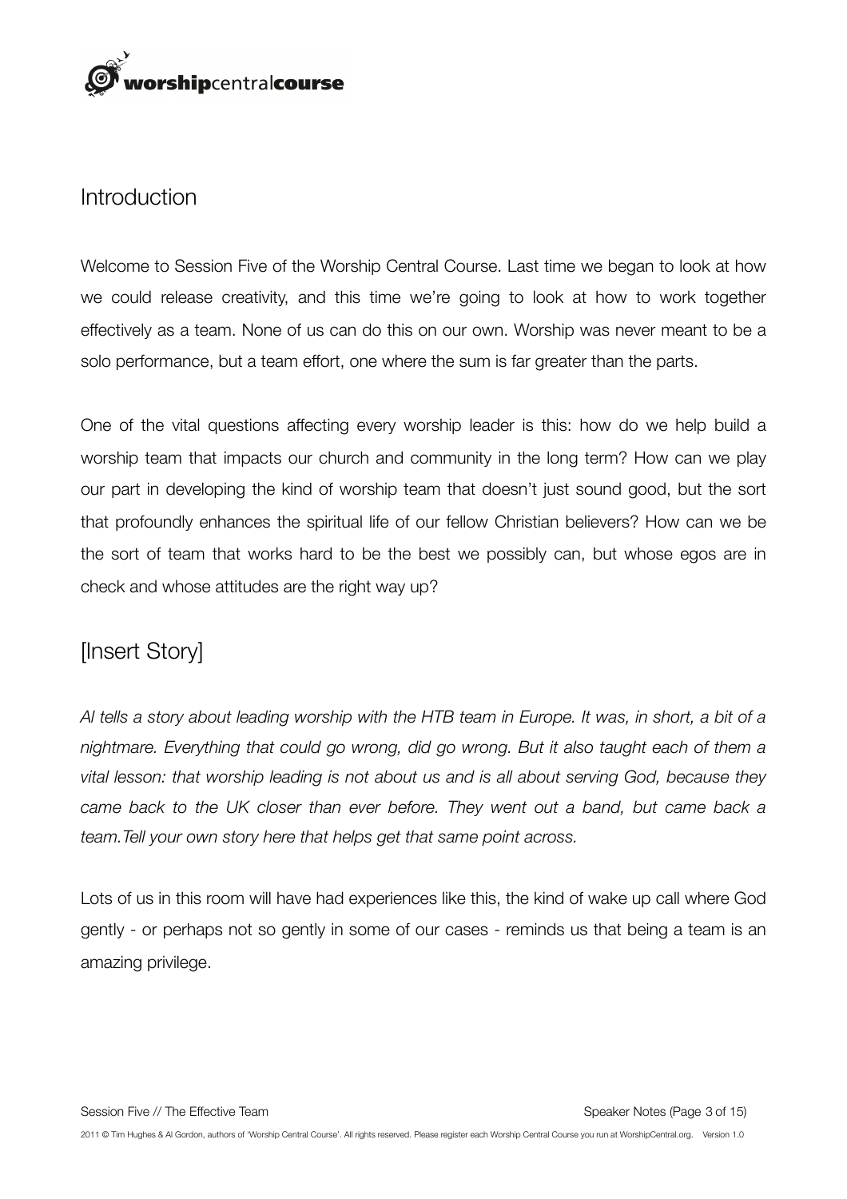## Introduction

Welcome to Session Five of the Worship Central Course. Last time we began to look at how we could release creativity, and this time we're going to look at how to work together effectively as a team. None of us can do this on our own. Worship was never meant to be a solo performance, but a team effort, one where the sum is far greater than the parts.

One of the vital questions affecting every worship leader is this: how do we help build a worship team that impacts our church and community in the long term? How can we play our part in developing the kind of worship team that doesn't just sound good, but the sort that profoundly enhances the spiritual life of our fellow Christian believers? How can we be the sort of team that works hard to be the best we possibly can, but whose egos are in check and whose attitudes are the right way up?

## [Insert Story]

*Al tells a story about leading worship with the HTB team in Europe. It was, in short, a bit of a nightmare. Everything that could go wrong, did go wrong. But it also taught each of them a vital lesson: that worship leading is not about us and is all about serving God, because they came back to the UK closer than ever before. They went out a band, but came back a team.Tell your own story here that helps get that same point across.*

Lots of us in this room will have had experiences like this, the kind of wake up call where God gently - or perhaps not so gently in some of our cases - reminds us that being a team is an amazing privilege.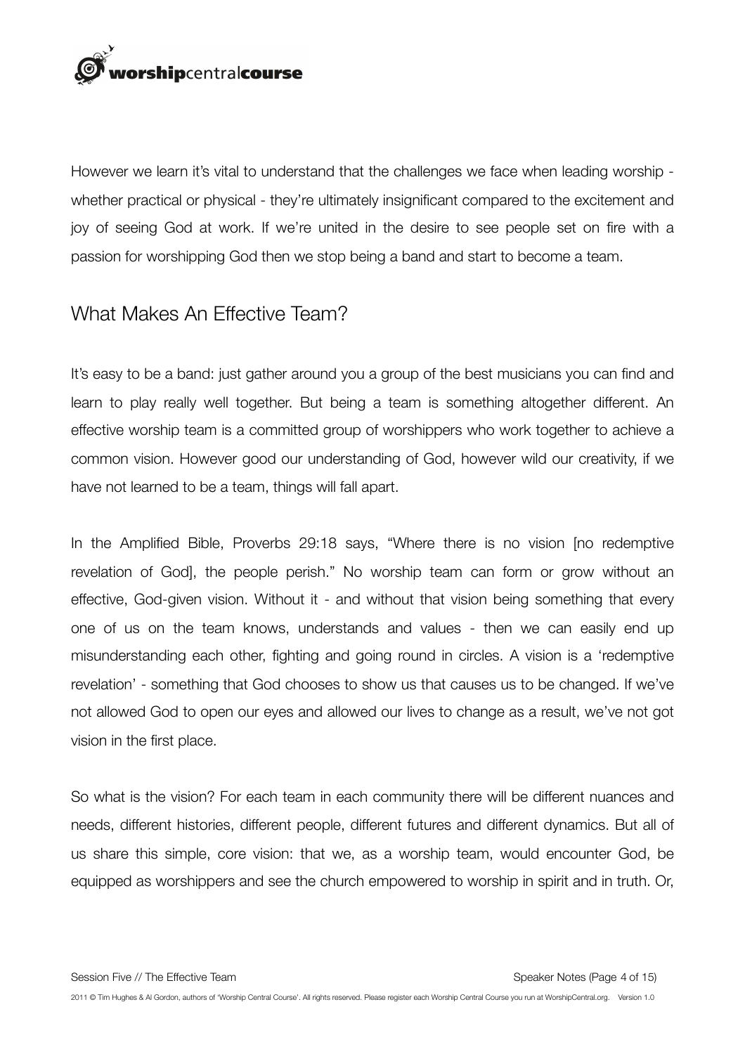However we learn it's vital to understand that the challenges we face when leading worship - whether practical or physical - they're ultimately insignificant compared to the excitement and joy of seeing God at work. If we're united in the desire to see people set on fire with a passion for worshipping God then we stop being a band and start to become a team.

## What Makes An Effective Team?

It's easy to be a band: just gather around you a group of the best musicians you can find and learn to play really well together. But being a team is something altogether different. An effective worship team is a committed group of worshippers who work together to achieve a common vision. However good our understanding of God, however wild our creativity, if we have not learned to be a team, things will fall apart.

In the Amplified Bible, Proverbs 29:18 says, "Where there is no vision [no redemptive revelation of God], the people perish." No worship team can form or grow without an effective, God-given vision. Without it - and without that vision being something that every one of us on the team knows, understands and values - then we can easily end up misunderstanding each other, fighting and going round in circles. A vision is a 'redemptive revelation' - something that God chooses to show us that causes us to be changed. If we've not allowed God to open our eyes and allowed our lives to change as a result, we've not got vision in the first place.

So what is the vision? For each team in each community there will be different nuances and needs, different histories, different people, different futures and different dynamics. But all of us share this simple, core vision: that we, as a worship team, would encounter God, be equipped as worshippers and see the church empowered to worship in spirit and in truth. Or,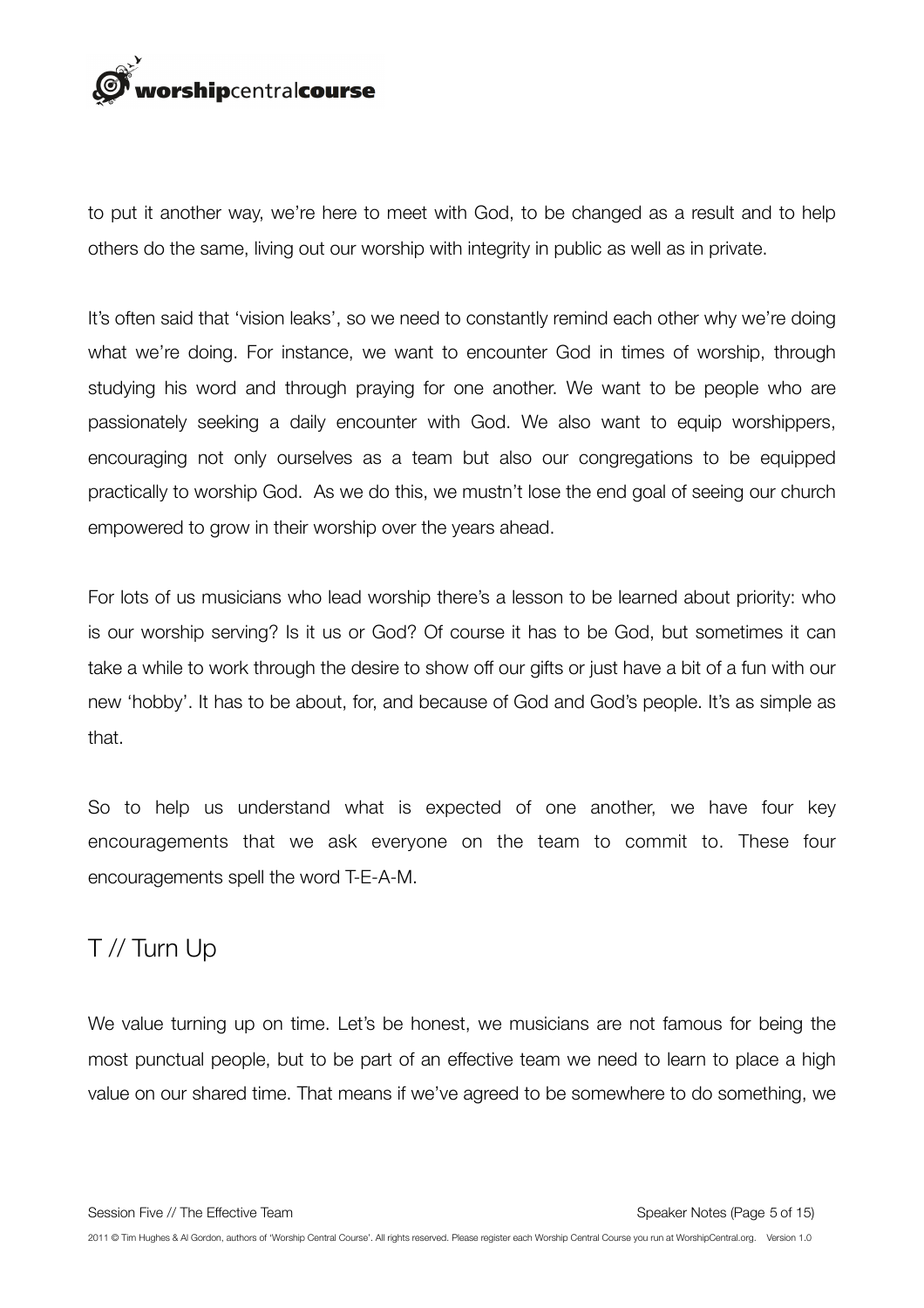to put it another way, we're here to meet with God, to be changed as a result and to help others do the same, living out our worship with integrity in public as well as in private.

It's often said that 'vision leaks', so we need to constantly remind each other why we're doing what we're doing. For instance, we want to encounter God in times of worship, through studying his word and through praying for one another. We want to be people who are passionately seeking a daily encounter with God. We also want to equip worshippers, encouraging not only ourselves as a team but also our congregations to be equipped practically to worship God. As we do this, we mustn't lose the end goal of seeing our church empowered to grow in their worship over the years ahead.

For lots of us musicians who lead worship there's a lesson to be learned about priority: who is our worship serving? Is it us or God? Of course it has to be God, but sometimes it can take a while to work through the desire to show off our gifts or just have a bit of a fun with our new 'hobby'. It has to be about, for, and because of God and God's people. It's as simple as that.

So to help us understand what is expected of one another, we have four key encouragements that we ask everyone on the team to commit to. These four encouragements spell the word T-E-A-M.

## T // Turn Up

We value turning up on time. Let's be honest, we musicians are not famous for being the most punctual people, but to be part of an effective team we need to learn to place a high value on our shared time. That means if we've agreed to be somewhere to do something, we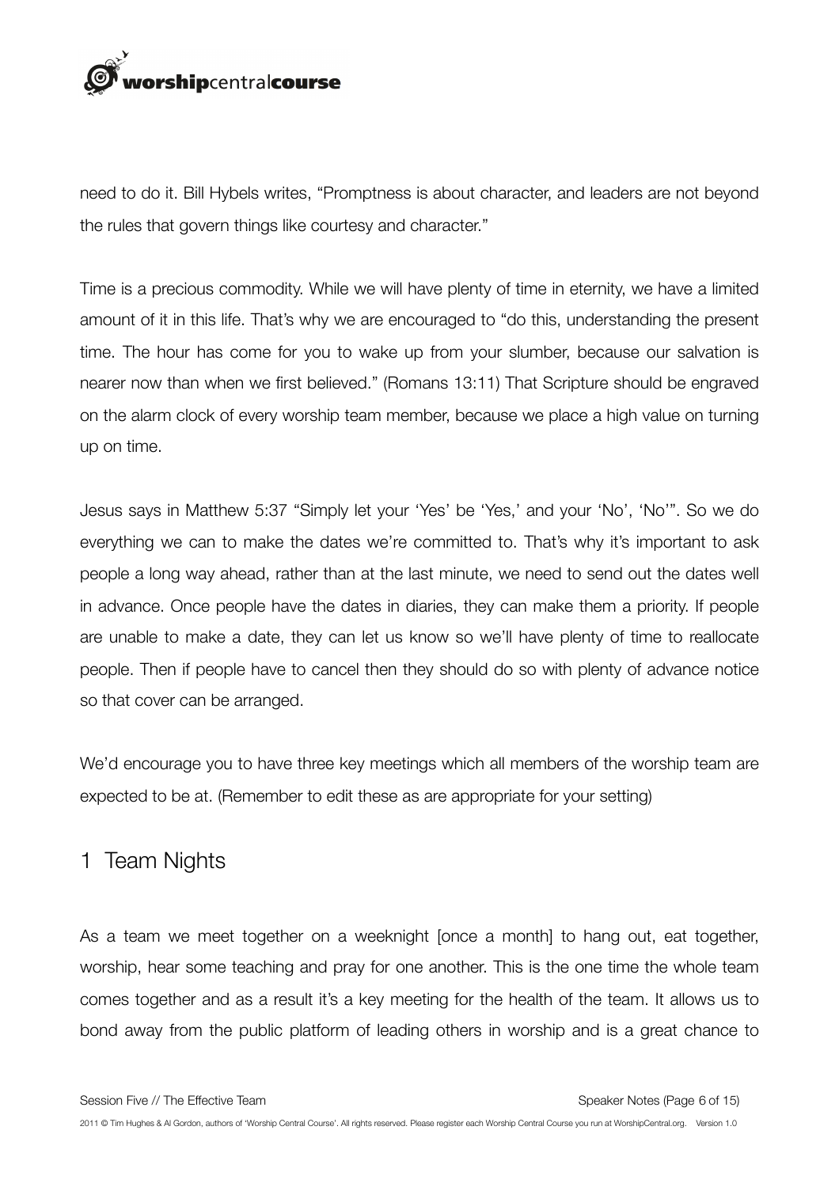need to do it. Bill Hybels writes, "Promptness is about character, and leaders are not beyond the rules that govern things like courtesy and character."

Time is a precious commodity. While we will have plenty of time in eternity, we have a limited amount of it in this life. That's why we are encouraged to "do this, understanding the present time. The hour has come for you to wake up from your slumber, because our salvation is nearer now than when we first believed." (Romans 13:11) That Scripture should be engraved on the alarm clock of every worship team member, because we place a high value on turning up on time.

Jesus says in Matthew 5:37 "Simply let your 'Yes' be 'Yes,' and your 'No', 'No'". So we do everything we can to make the dates we're committed to. That's why it's important to ask people a long way ahead, rather than at the last minute, we need to send out the dates well in advance. Once people have the dates in diaries, they can make them a priority. If people are unable to make a date, they can let us know so we'll have plenty of time to reallocate people. Then if people have to cancel then they should do so with plenty of advance notice so that cover can be arranged.

We'd encourage you to have three key meetings which all members of the worship team are expected to be at. (Remember to edit these as are appropriate for your setting)

## 1 Team Nights

As a team we meet together on a weeknight [once a month] to hang out, eat together, worship, hear some teaching and pray for one another. This is the one time the whole team comes together and as a result it's a key meeting for the health of the team. It allows us to bond away from the public platform of leading others in worship and is a great chance to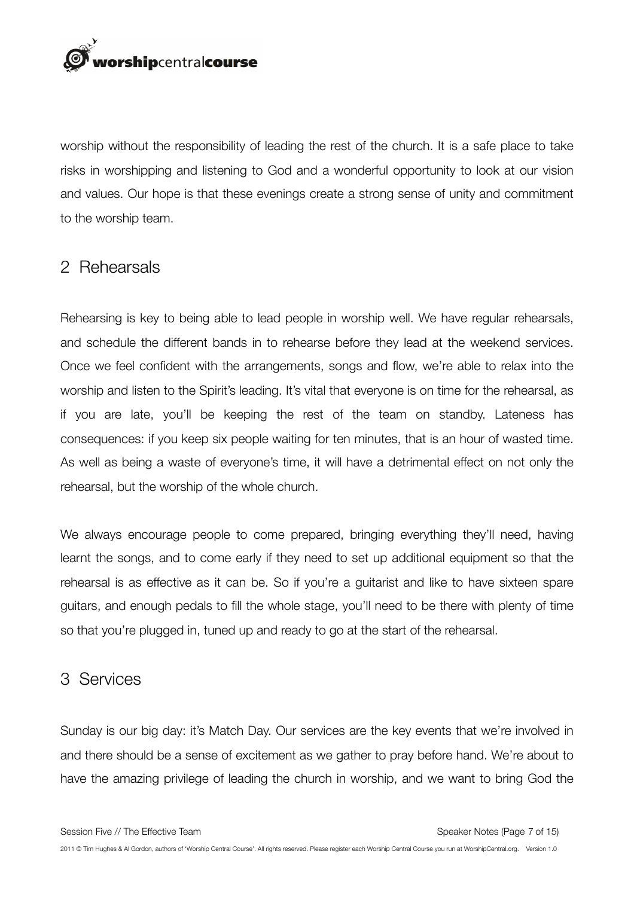worship without the responsibility of leading the rest of the church. It is a safe place to take risks in worshipping and listening to God and a wonderful opportunity to look at our vision and values. Our hope is that these evenings create a strong sense of unity and commitment to the worship team.

## 2 Rehearsals

Rehearsing is key to being able to lead people in worship well. We have regular rehearsals, and schedule the different bands in to rehearse before they lead at the weekend services. Once we feel confident with the arrangements, songs and flow, we're able to relax into the worship and listen to the Spirit's leading. It's vital that everyone is on time for the rehearsal, as if you are late, you'll be keeping the rest of the team on standby. Lateness has consequences: if you keep six people waiting for ten minutes, that is an hour of wasted time. As well as being a waste of everyone's time, it will have a detrimental effect on not only the rehearsal, but the worship of the whole church.

We always encourage people to come prepared, bringing everything they'll need, having learnt the songs, and to come early if they need to set up additional equipment so that the rehearsal is as effective as it can be. So if you're a guitarist and like to have sixteen spare guitars, and enough pedals to fill the whole stage, you'll need to be there with plenty of time so that you're plugged in, tuned up and ready to go at the start of the rehearsal.

## 3 Services

Sunday is our big day: it's Match Day. Our services are the key events that we're involved in and there should be a sense of excitement as we gather to pray before hand. We're about to have the amazing privilege of leading the church in worship, and we want to bring God the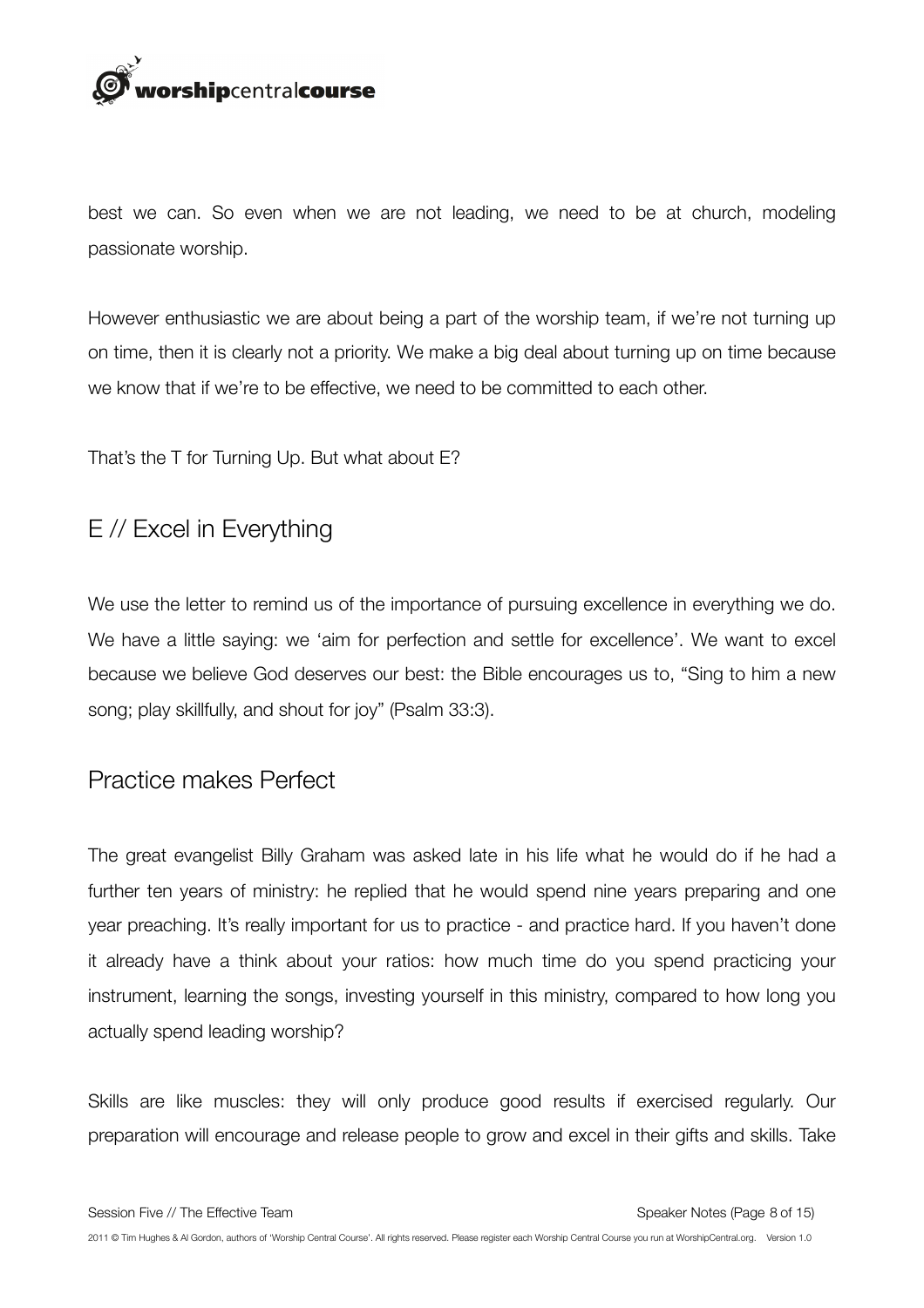best we can. So even when we are not leading, we need to be at church, modeling passionate worship.

However enthusiastic we are about being a part of the worship team, if we're not turning up on time, then it is clearly not a priority. We make a big deal about turning up on time because we know that if we're to be effective, we need to be committed to each other.

That's the T for Turning Up. But what about E?

## E // Excel in Everything

We use the letter to remind us of the importance of pursuing excellence in everything we do. We have a little saying: we 'aim for perfection and settle for excellence'. We want to excel because we believe God deserves our best: the Bible encourages us to, "Sing to him a new song; play skillfully, and shout for joy" (Psalm 33:3).

## Practice makes Perfect

The great evangelist Billy Graham was asked late in his life what he would do if he had a further ten years of ministry: he replied that he would spend nine years preparing and one year preaching. It's really important for us to practice - and practice hard. If you haven't done it already have a think about your ratios: how much time do you spend practicing your instrument, learning the songs, investing yourself in this ministry, compared to how long you actually spend leading worship?

Skills are like muscles: they will only produce good results if exercised regularly. Our preparation will encourage and release people to grow and excel in their gifts and skills. Take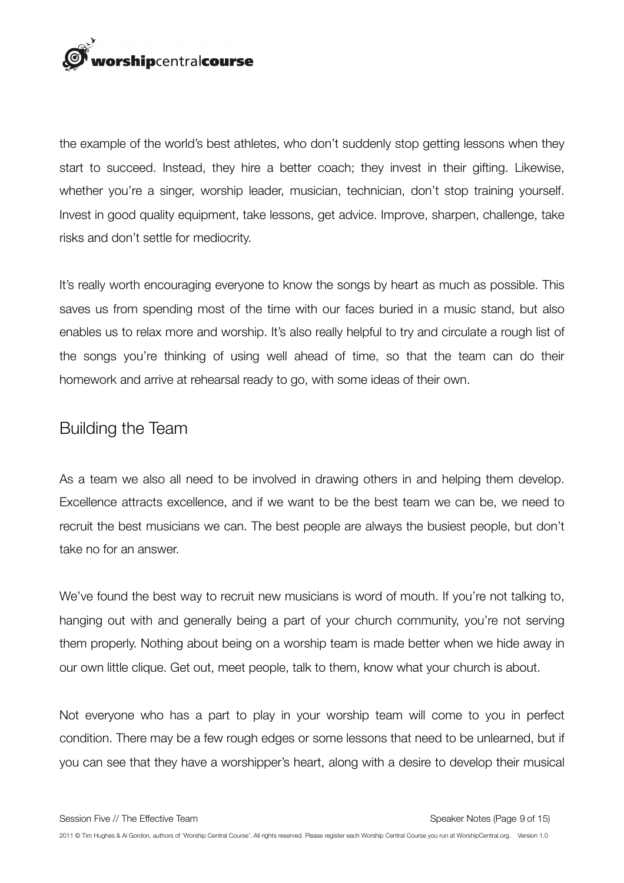the example of the world's best athletes, who don't suddenly stop getting lessons when they start to succeed. Instead, they hire a better coach; they invest in their gifting. Likewise, whether you're a singer, worship leader, musician, technician, don't stop training yourself. Invest in good quality equipment, take lessons, get advice. Improve, sharpen, challenge, take risks and don't settle for mediocrity.

It's really worth encouraging everyone to know the songs by heart as much as possible. This saves us from spending most of the time with our faces buried in a music stand, but also enables us to relax more and worship. It's also really helpful to try and circulate a rough list of the songs you're thinking of using well ahead of time, so that the team can do their homework and arrive at rehearsal ready to go, with some ideas of their own.

## Building the Team

As a team we also all need to be involved in drawing others in and helping them develop. Excellence attracts excellence, and if we want to be the best team we can be, we need to recruit the best musicians we can. The best people are always the busiest people, but don't take no for an answer.

We've found the best way to recruit new musicians is word of mouth. If you're not talking to, hanging out with and generally being a part of your church community, you're not serving them properly. Nothing about being on a worship team is made better when we hide away in our own little clique. Get out, meet people, talk to them, know what your church is about.

Not everyone who has a part to play in your worship team will come to you in perfect condition. There may be a few rough edges or some lessons that need to be unlearned, but if you can see that they have a worshipper's heart, along with a desire to develop their musical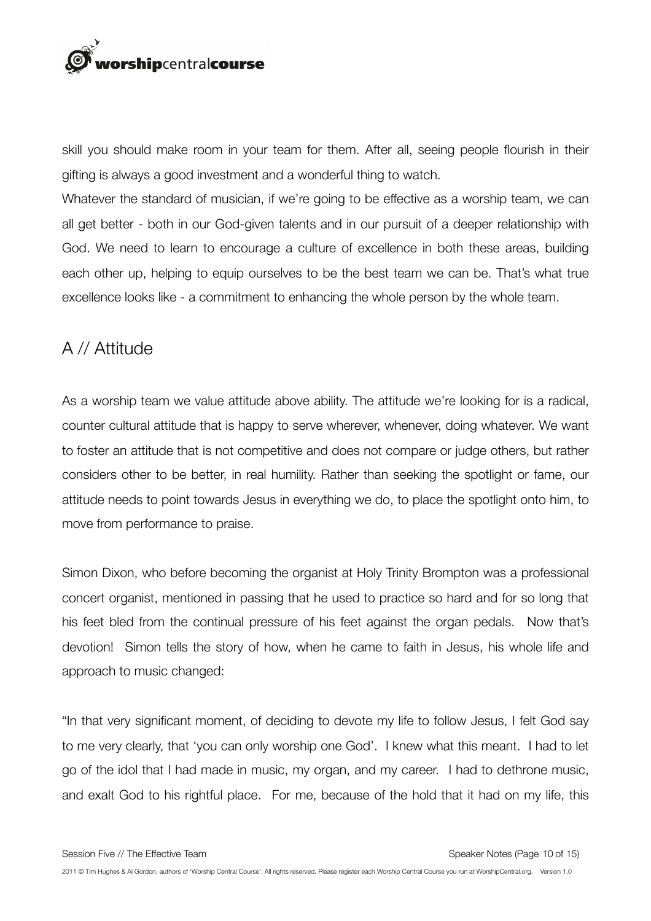skill you should make room in your team for them. After all, seeing people flourish in their gifting is always a good investment and a wonderful thing to watch.

Whatever the standard of musician, if we're going to be effective as a worship team, we can all get better - both in our God-given talents and in our pursuit of a deeper relationship with God. We need to learn to encourage a culture of excellence in both these areas, building each other up, helping to equip ourselves to be the best team we can be. That's what true excellence looks like - a commitment to enhancing the whole person by the whole team.

## A // Attitude

As a worship team we value attitude above ability. The attitude we're looking for is a radical, counter cultural attitude that is happy to serve wherever, whenever, doing whatever. We want to foster an attitude that is not competitive and does not compare or judge others, but rather considers other to be better, in real humility. Rather than seeking the spotlight or fame, our attitude needs to point towards Jesus in everything we do, to place the spotlight onto him, to move from performance to praise.

Simon Dixon, who before becoming the organist at Holy Trinity Brompton was a professional concert organist, mentioned in passing that he used to practice so hard and for so long that his feet bled from the continual pressure of his feet against the organ pedals. Now that's devotion! Simon tells the story of how, when he came to faith in Jesus, his whole life and approach to music changed:

"In that very significant moment, of deciding to devote my life to follow Jesus, I felt God say to me very clearly, that 'you can only worship one God'. I knew what this meant. I had to let go of the idol that I had made in music, my organ, and my career. I had to dethrone music, and exalt God to his rightful place. For me, because of the hold that it had on my life, this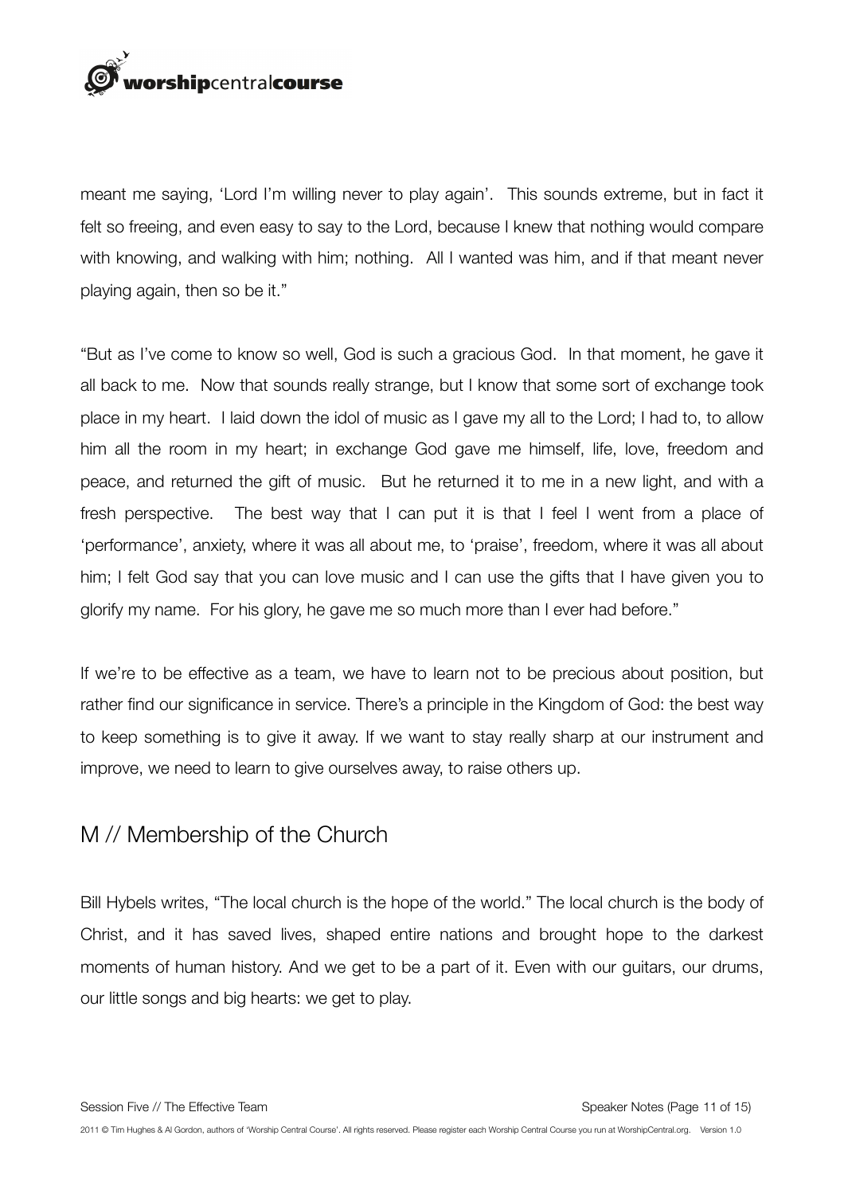meant me saying, 'Lord I'm willing never to play again'. This sounds extreme, but in fact it felt so freeing, and even easy to say to the Lord, because I knew that nothing would compare with knowing, and walking with him; nothing. All I wanted was him, and if that meant never playing again, then so be it."

"But as I've come to know so well, God is such a gracious God. In that moment, he gave it all back to me. Now that sounds really strange, but I know that some sort of exchange took place in my heart. I laid down the idol of music as I gave my all to the Lord; I had to, to allow him all the room in my heart; in exchange God gave me himself, life, love, freedom and peace, and returned the gift of music. But he returned it to me in a new light, and with a fresh perspective. The best way that I can put it is that I feel I went from a place of 'performance', anxiety, where it was all about me, to 'praise', freedom, where it was all about him; I felt God say that you can love music and I can use the gifts that I have given you to glorify my name. For his glory, he gave me so much more than I ever had before."

If we're to be effective as a team, we have to learn not to be precious about position, but rather find our significance in service. There's a principle in the Kingdom of God: the best way to keep something is to give it away. If we want to stay really sharp at our instrument and improve, we need to learn to give ourselves away, to raise others up.

## M // Membership of the Church

Bill Hybels writes, "The local church is the hope of the world." The local church is the body of Christ, and it has saved lives, shaped entire nations and brought hope to the darkest moments of human history. And we get to be a part of it. Even with our guitars, our drums, our little songs and big hearts: we get to play.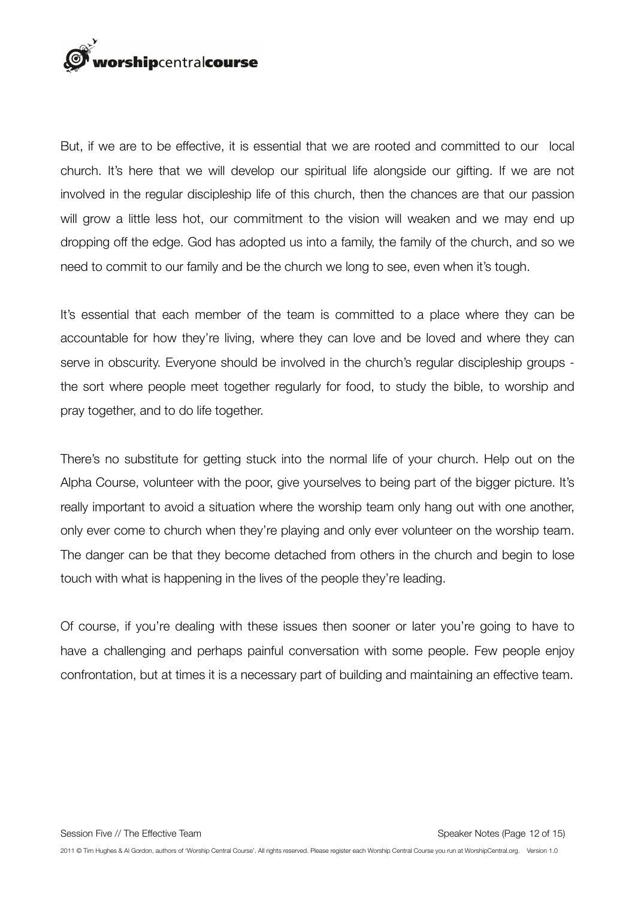But, if we are to be effective, it is essential that we are rooted and committed to our local church. It's here that we will develop our spiritual life alongside our gifting. If we are not involved in the regular discipleship life of this church, then the chances are that our passion will grow a little less hot, our commitment to the vision will weaken and we may end up dropping off the edge. God has adopted us into a family, the family of the church, and so we need to commit to our family and be the church we long to see, even when it's tough.

It's essential that each member of the team is committed to a place where they can be accountable for how they're living, where they can love and be loved and where they can serve in obscurity. Everyone should be involved in the church's regular discipleship groups - the sort where people meet together regularly for food, to study the bible, to worship and pray together, and to do life together.

There's no substitute for getting stuck into the normal life of your church. Help out on the Alpha Course, volunteer with the poor, give yourselves to being part of the bigger picture. It's really important to avoid a situation where the worship team only hang out with one another, only ever come to church when they're playing and only ever volunteer on the worship team. The danger can be that they become detached from others in the church and begin to lose touch with what is happening in the lives of the people they're leading.

Of course, if you're dealing with these issues then sooner or later you're going to have to have a challenging and perhaps painful conversation with some people. Few people enjoy confrontation, but at times it is a necessary part of building and maintaining an effective team.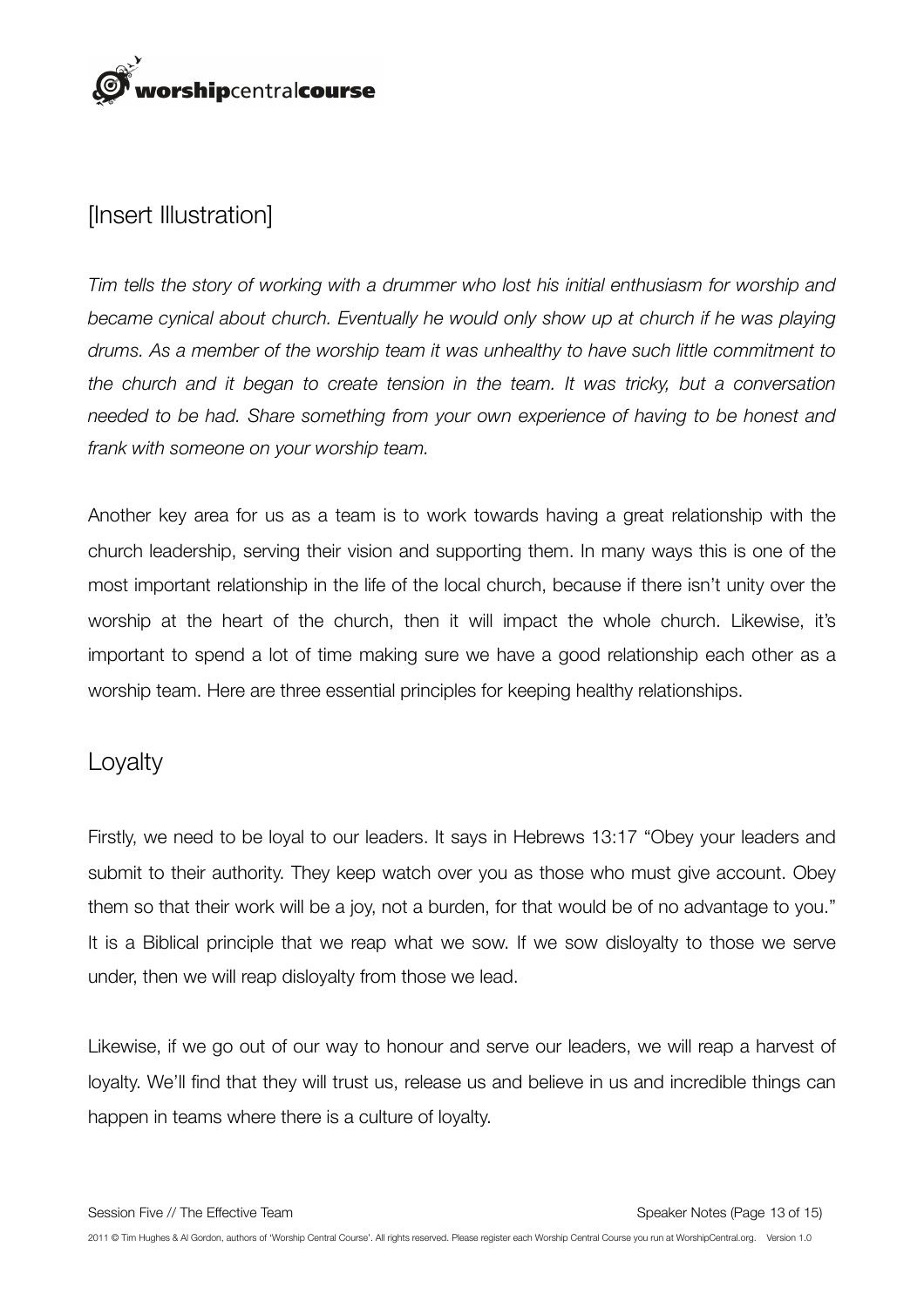## [Insert Illustration]

*Tim tells the story of working with a drummer who lost his initial enthusiasm for worship and became cynical about church. Eventually he would only show up at church if he was playing drums. As a member of the worship team it was unhealthy to have such little commitment to the church and it began to create tension in the team. It was tricky, but a conversation needed to be had. Share something from your own experience of having to be honest and frank with someone on your worship team.*

Another key area for us as a team is to work towards having a great relationship with the church leadership, serving their vision and supporting them. In many ways this is one of the most important relationship in the life of the local church, because if there isn't unity over the worship at the heart of the church, then it will impact the whole church. Likewise, it's important to spend a lot of time making sure we have a good relationship each other as a worship team. Here are three essential principles for keeping healthy relationships.

## Loyalty

Firstly, we need to be loyal to our leaders. It says in Hebrews 13:17 "Obey your leaders and submit to their authority. They keep watch over you as those who must give account. Obey them so that their work will be a joy, not a burden, for that would be of no advantage to you." It is a Biblical principle that we reap what we sow. If we sow disloyalty to those we serve under, then we will reap disloyalty from those we lead.

Likewise, if we go out of our way to honour and serve our leaders, we will reap a harvest of loyalty. We'll find that they will trust us, release us and believe in us and incredible things can happen in teams where there is a culture of loyalty.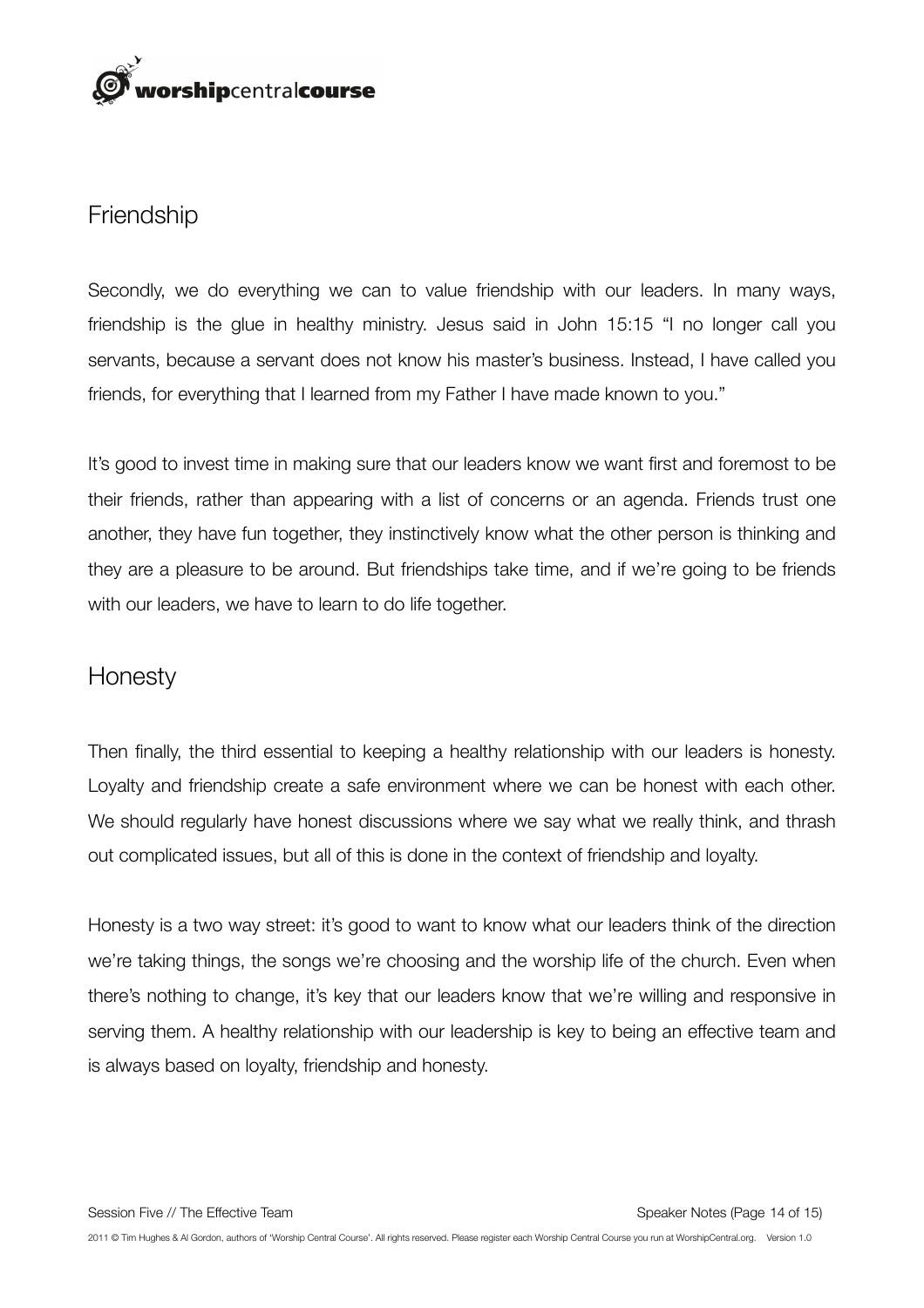## Friendship

Secondly, we do everything we can to value friendship with our leaders. In many ways, friendship is the glue in healthy ministry. Jesus said in John 15:15 "I no longer call you servants, because a servant does not know his master's business. Instead, I have called you friends, for everything that I learned from my Father I have made known to you."

It's good to invest time in making sure that our leaders know we want first and foremost to be their friends, rather than appearing with a list of concerns or an agenda. Friends trust one another, they have fun together, they instinctively know what the other person is thinking and they are a pleasure to be around. But friendships take time, and if we're going to be friends with our leaders, we have to learn to do life together.

## Honesty

Then finally, the third essential to keeping a healthy relationship with our leaders is honesty. Loyalty and friendship create a safe environment where we can be honest with each other. We should regularly have honest discussions where we say what we really think, and thrash out complicated issues, but all of this is done in the context of friendship and loyalty.

Honesty is a two way street: it's good to want to know what our leaders think of the direction we're taking things, the songs we're choosing and the worship life of the church. Even when there's nothing to change, it's key that our leaders know that we're willing and responsive in serving them. A healthy relationship with our leadership is key to being an effective team and is always based on loyalty, friendship and honesty.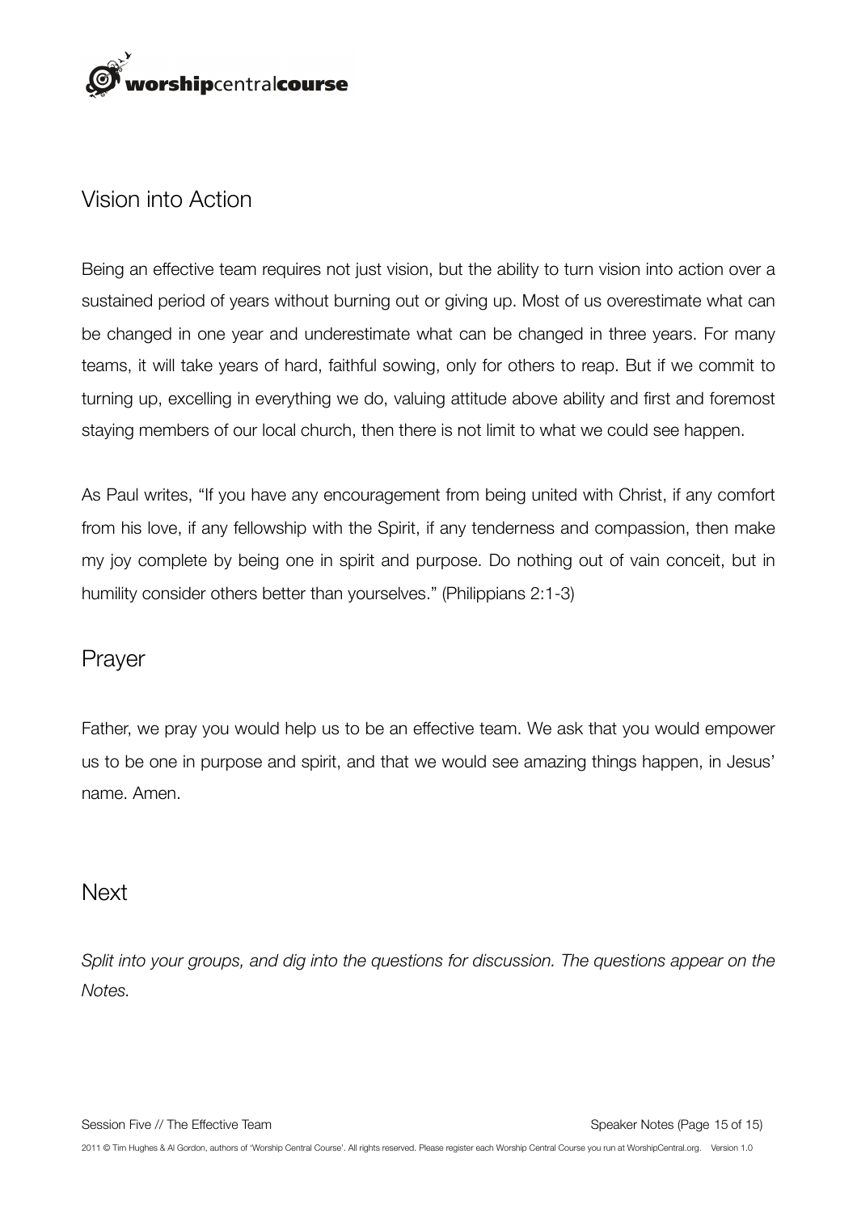## Vision into Action

Being an effective team requires not just vision, but the ability to turn vision into action over a sustained period of years without burning out or giving up. Most of us overestimate what can be changed in one year and underestimate what can be changed in three years. For many teams, it will take years of hard, faithful sowing, only for others to reap. But if we commit to turning up, excelling in everything we do, valuing attitude above ability and first and foremost staying members of our local church, then there is not limit to what we could see happen.

As Paul writes, "If you have any encouragement from being united with Christ, if any comfort from his love, if any fellowship with the Spirit, if any tenderness and compassion, then make my joy complete by being one in spirit and purpose. Do nothing out of vain conceit, but in humility consider others better than yourselves." (Philippians 2:1-3)

## Prayer

Father, we pray you would help us to be an effective team. We ask that you would empower us to be one in purpose and spirit, and that we would see amazing things happen, in Jesus' name. Amen.

## Next

*Split into your groups, and dig into the questions for discussion. The questions appear on the Notes.*